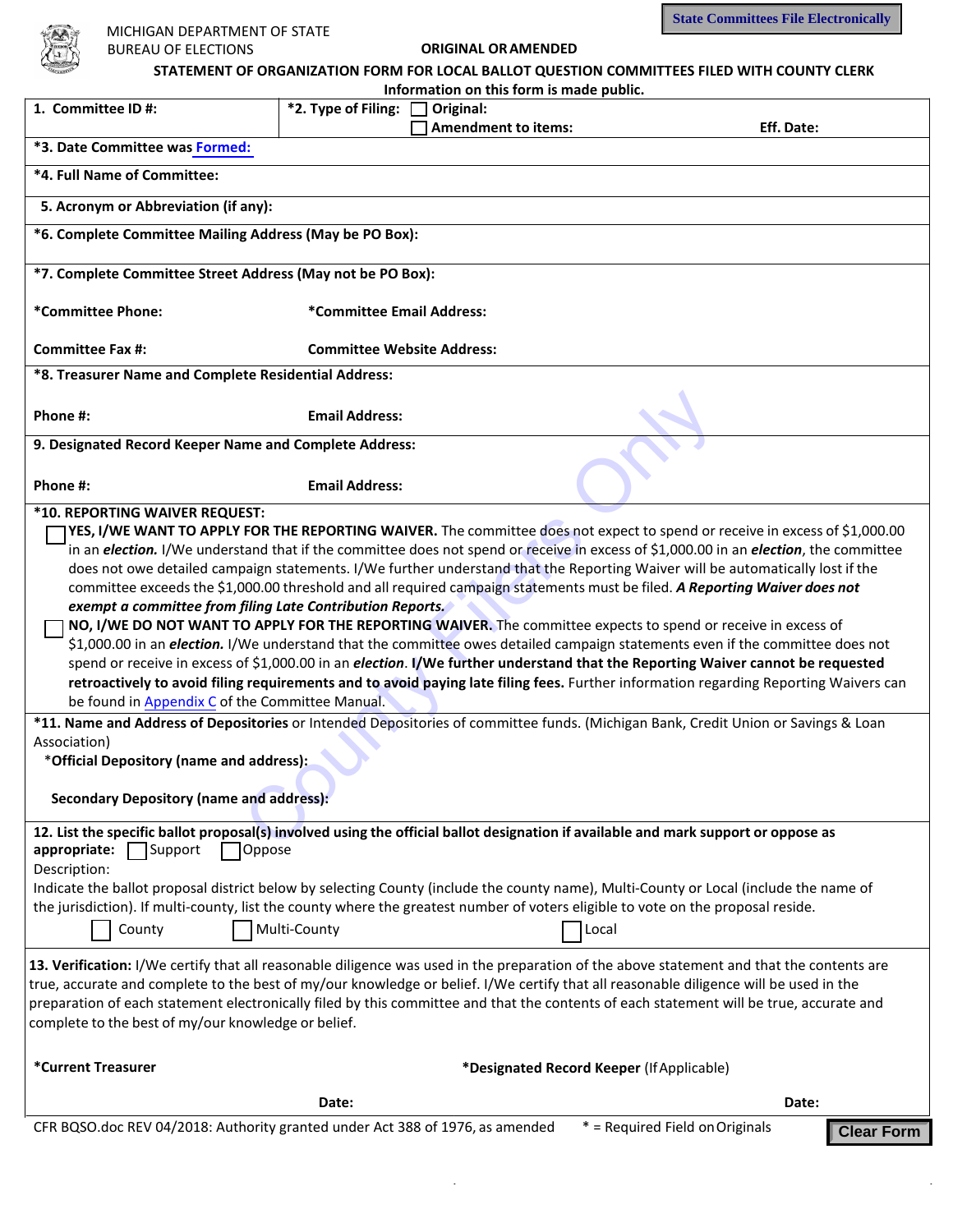MICHIGAN DEPARTMENT OF STATE
BUREAU OF ELECTIONS

**State Committees File Electronically**

**ORIGINAL OR AMENDED**

**STATEMENT OF ORGANIZATION FORM FOR LOCAL BALLOT QUESTION COMMITTEES FILED WITH COUNTY CLERK**

**Information on this form is made public.**

**1. Committee ID #:**

**\*2. Type of Filing:** ☐ **Original:**
☐ **Amendment to items:** **Eff. Date:**

**\*3. Date Committee was Formed:**

**\*4. Full Name of Committee:**

**5. Acronym or Abbreviation (if any):**

**\*6. Complete Committee Mailing Address (May be PO Box):**

**\*7. Complete Committee Street Address (May not be PO Box):**

**\*Committee Phone:** **\*Committee Email Address:**

**Committee Fax #:** **Committee Website Address:**

**\*8. Treasurer Name and Complete Residential Address:**

**Phone #:** **Email Address:**

**9. Designated Record Keeper Name and Complete Address:**

**Phone #:** **Email Address:**

**\*10. REPORTING WAIVER REQUEST:**

☐ **YES, I/WE WANT TO APPLY FOR THE REPORTING WAIVER.** The committee does not expect to spend or receive in excess of $1,000.00 in an ***election.*** I/We understand that if the committee does not spend or receive in excess of $1,000.00 in an ***election***, the committee does not owe detailed campaign statements. I/We further understand that the Reporting Waiver will be automatically lost if the committee exceeds the $1,000.00 threshold and all required campaign statements must be filed. ***A Reporting Waiver does not exempt a committee from filing Late Contribution Reports.***

☐ **NO, I/WE DO NOT WANT TO APPLY FOR THE REPORTING WAIVER.** The committee expects to spend or receive in excess of $1,000.00 in an ***election.*** I/We understand that the committee owes detailed campaign statements even if the committee does not spend or receive in excess of $1,000.00 in an ***election***. **I/We further understand that the Reporting Waiver cannot be requested retroactively to avoid filing requirements and to avoid paying late filing fees.** Further information regarding Reporting Waivers can be found in Appendix C of the Committee Manual.

**\*11. Name and Address of Depositories** or Intended Depositories of committee funds. (Michigan Bank, Credit Union or Savings & Loan Association)

\***Official Depository (name and address):**

**Secondary Depository (name and address):**

**12. List the specific ballot proposal(s) involved using the official ballot designation if available and mark support or oppose as appropriate:** ☐ Support ☐ Oppose

Description:

Indicate the ballot proposal district below by selecting County (include the county name), Multi-County or Local (include the name of the jurisdiction). If multi-county, list the county where the greatest number of voters eligible to vote on the proposal reside.

☐ County ☐ Multi-County ☐ Local

**13. Verification:** I/We certify that all reasonable diligence was used in the preparation of the above statement and that the contents are true, accurate and complete to the best of my/our knowledge or belief. I/We certify that all reasonable diligence will be used in the preparation of each statement electronically filed by this committee and that the contents of each statement will be true, accurate and complete to the best of my/our knowledge or belief.

**\*Current Treasurer** **\*Designated Record Keeper** (If Applicable)

**Date:** **Date:**

CFR BQSO.doc REV 04/2018: Authority granted under Act 388 of 1976, as amended * = Required Field on Originals

Clear Form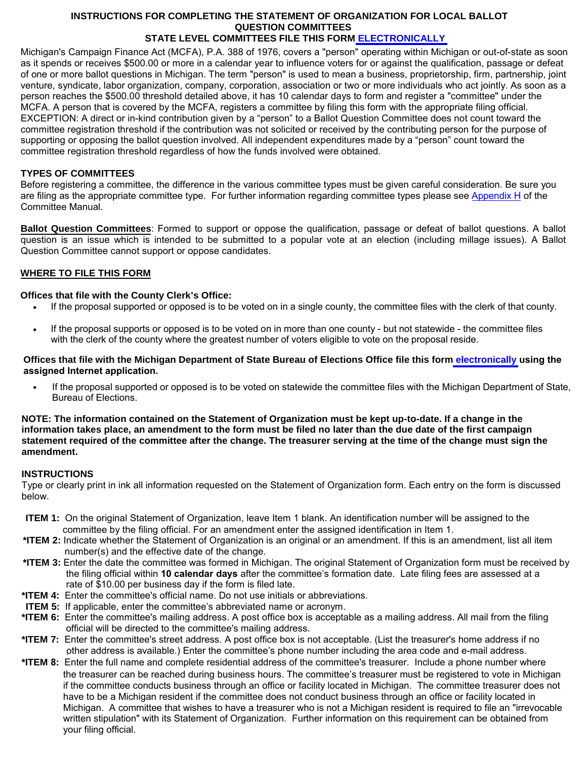# INSTRUCTIONS FOR COMPLETING THE STATEMENT OF ORGANIZATION FOR LOCAL BALLOT QUESTION COMMITTEES

## STATE LEVEL COMMITTEES FILE THIS FORM ELECTRONICALLY

Michigan's Campaign Finance Act (MCFA), P.A. 388 of 1976, covers a "person" operating within Michigan or out-of-state as soon as it spends or receives $500.00 or more in a calendar year to influence voters for or against the qualification, passage or defeat of one or more ballot questions in Michigan. The term "person" is used to mean a business, proprietorship, firm, partnership, joint venture, syndicate, labor organization, company, corporation, association or two or more individuals who act jointly. As soon as a person reaches the $500.00 threshold detailed above, it has 10 calendar days to form and register a "committee" under the MCFA. A person that is covered by the MCFA, registers a committee by filing this form with the appropriate filing official. EXCEPTION: A direct or in-kind contribution given by a "person" to a Ballot Question Committee does not count toward the committee registration threshold if the contribution was not solicited or received by the contributing person for the purpose of supporting or opposing the ballot question involved. All independent expenditures made by a "person" count toward the committee registration threshold regardless of how the funds involved were obtained.

**TYPES OF COMMITTEES**

Before registering a committee, the difference in the various committee types must be given careful consideration. Be sure you are filing as the appropriate committee type. For further information regarding committee types please see Appendix H of the Committee Manual.

**Ballot Question Committees**: Formed to support or oppose the qualification, passage or defeat of ballot questions. A ballot question is an issue which is intended to be submitted to a popular vote at an election (including millage issues). A Ballot Question Committee cannot support or oppose candidates.

**WHERE TO FILE THIS FORM**

**Offices that file with the County Clerk's Office:**

- If the proposal supported or opposed is to be voted on in a single county, the committee files with the clerk of that county.
- If the proposal supports or opposed is to be voted on in more than one county - but not statewide - the committee files with the clerk of the county where the greatest number of voters eligible to vote on the proposal reside.

**Offices that file with the Michigan Department of State Bureau of Elections Office file this form electronically using the assigned Internet application.**

- If the proposal supported or opposed is to be voted on statewide the committee files with the Michigan Department of State, Bureau of Elections.

**NOTE: The information contained on the Statement of Organization must be kept up-to-date. If a change in the information takes place, an amendment to the form must be filed no later than the due date of the first campaign statement required of the committee after the change. The treasurer serving at the time of the change must sign the amendment.**

**INSTRUCTIONS**

Type or clearly print in ink all information requested on the Statement of Organization form. Each entry on the form is discussed below.

**ITEM 1:** On the original Statement of Organization, leave Item 1 blank. An identification number will be assigned to the committee by the filing official. For an amendment enter the assigned identification in Item 1.

**\*ITEM 2:** Indicate whether the Statement of Organization is an original or an amendment. If this is an amendment, list all item number(s) and the effective date of the change.

**\*ITEM 3:** Enter the date the committee was formed in Michigan. The original Statement of Organization form must be received by the filing official within **10 calendar days** after the committee's formation date. Late filing fees are assessed at a rate of $10.00 per business day if the form is filed late.

**\*ITEM 4:** Enter the committee's official name. Do not use initials or abbreviations.

**ITEM 5:** If applicable, enter the committee's abbreviated name or acronym.

**\*ITEM 6:** Enter the committee's mailing address. A post office box is acceptable as a mailing address. All mail from the filing official will be directed to the committee's mailing address.

**\*ITEM 7:** Enter the committee's street address. A post office box is not acceptable. (List the treasurer's home address if no other address is available.) Enter the committee's phone number including the area code and e-mail address.

**\*ITEM 8:** Enter the full name and complete residential address of the committee's treasurer. Include a phone number where the treasurer can be reached during business hours. The committee's treasurer must be registered to vote in Michigan if the committee conducts business through an office or facility located in Michigan. The committee treasurer does not have to be a Michigan resident if the committee does not conduct business through an office or facility located in Michigan. A committee that wishes to have a treasurer who is not a Michigan resident is required to file an "irrevocable written stipulation" with its Statement of Organization. Further information on this requirement can be obtained from your filing official.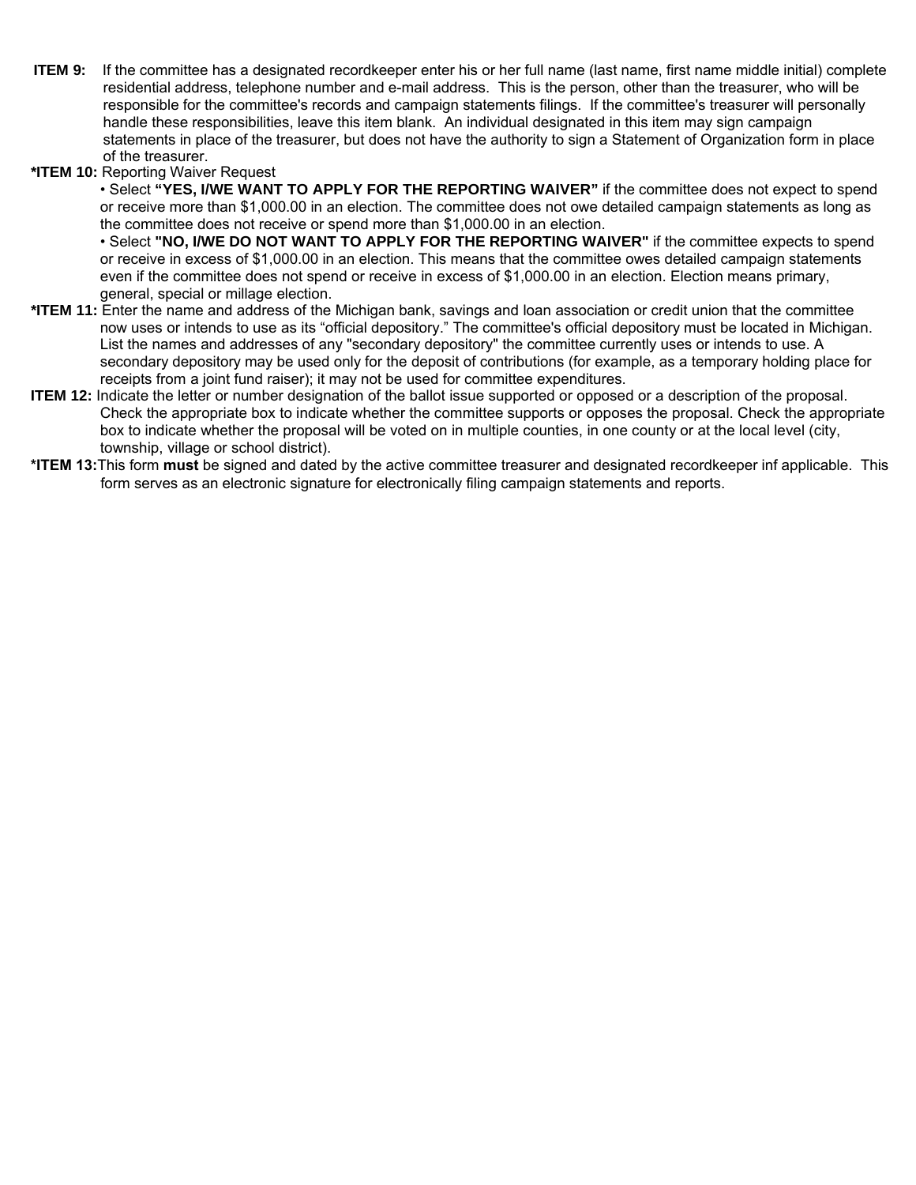**ITEM 9:** If the committee has a designated recordkeeper enter his or her full name (last name, first name middle initial) complete residential address, telephone number and e-mail address. This is the person, other than the treasurer, who will be responsible for the committee's records and campaign statements filings. If the committee's treasurer will personally handle these responsibilities, leave this item blank. An individual designated in this item may sign campaign statements in place of the treasurer, but does not have the authority to sign a Statement of Organization form in place of the treasurer.

***ITEM 10:** Reporting Waiver Request

- Select **"YES, I/WE WANT TO APPLY FOR THE REPORTING WAIVER"** if the committee does not expect to spend or receive more than $1,000.00 in an election. The committee does not owe detailed campaign statements as long as the committee does not receive or spend more than $1,000.00 in an election.
- Select **"NO, I/WE DO NOT WANT TO APPLY FOR THE REPORTING WAIVER"** if the committee expects to spend or receive in excess of $1,000.00 in an election. This means that the committee owes detailed campaign statements even if the committee does not spend or receive in excess of $1,000.00 in an election. Election means primary, general, special or millage election.

***ITEM 11:** Enter the name and address of the Michigan bank, savings and loan association or credit union that the committee now uses or intends to use as its "official depository." The committee's official depository must be located in Michigan. List the names and addresses of any "secondary depository" the committee currently uses or intends to use. A secondary depository may be used only for the deposit of contributions (for example, as a temporary holding place for receipts from a joint fund raiser); it may not be used for committee expenditures.

**ITEM 12:** Indicate the letter or number designation of the ballot issue supported or opposed or a description of the proposal. Check the appropriate box to indicate whether the committee supports or opposes the proposal. Check the appropriate box to indicate whether the proposal will be voted on in multiple counties, in one county or at the local level (city, township, village or school district).

***ITEM 13:** This form **must** be signed and dated by the active committee treasurer and designated recordkeeper inf applicable. This form serves as an electronic signature for electronically filing campaign statements and reports.